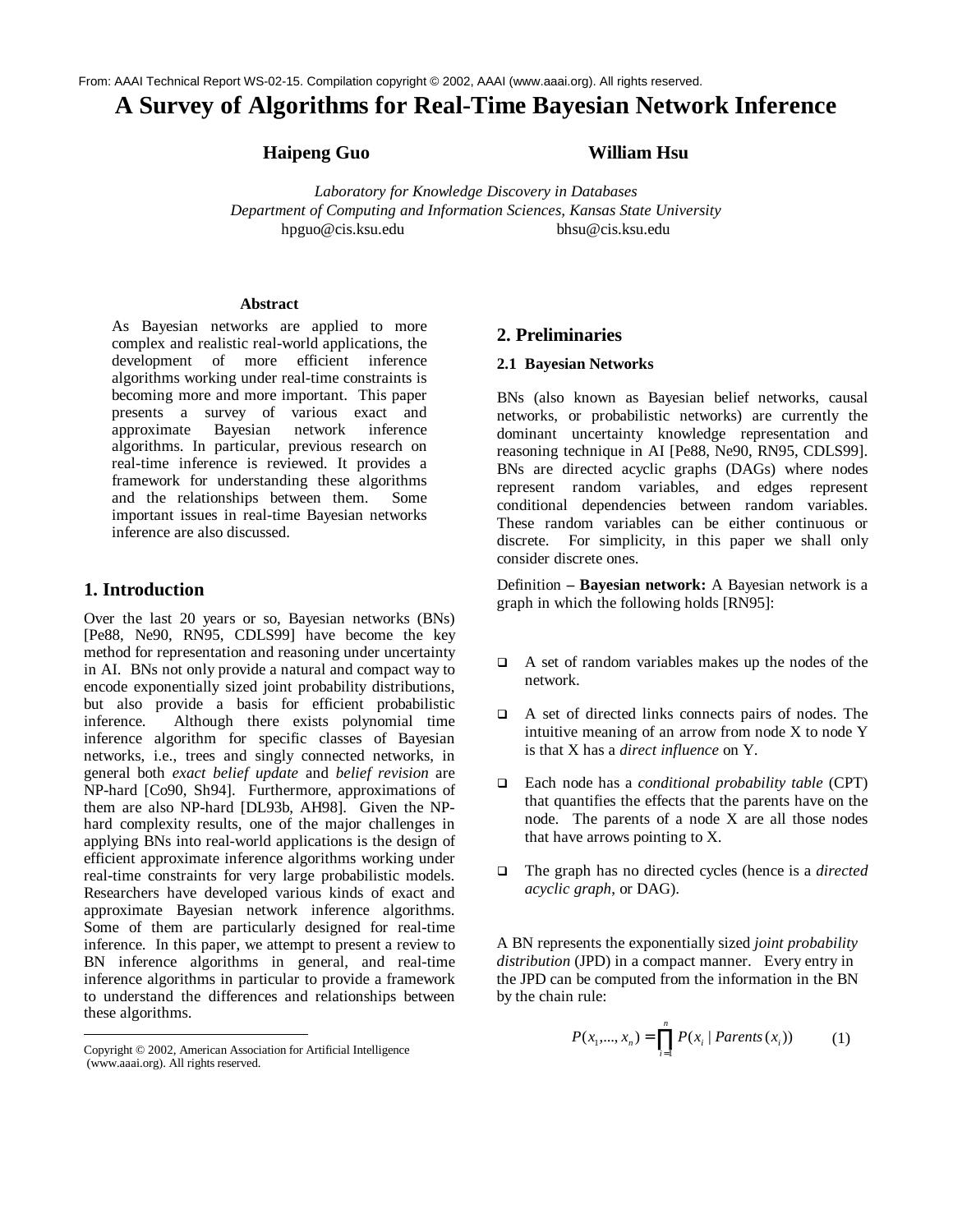From: AAAI Technical Report WS-02-15. Compilation copyright © 2002, AAAI (www.aaai.org). All rights reserved.

# A Survey of Algorithms for Real-Time Bayesian Network Inference

**Haipeng Guo** **William Hsu**

*Laboratory for Knowledge Discovery in Databases*
*Department of Computing and Information Sciences, Kansas State University*
hpguo@cis.ksu.edu bhsu@cis.ksu.edu

### Abstract

As Bayesian networks are applied to more complex and realistic real-world applications, the development of more efficient inference algorithms working under real-time constraints is becoming more and more important. This paper presents a survey of various exact and approximate Bayesian network inference algorithms. In particular, previous research on real-time inference is reviewed. It provides a framework for understanding these algorithms and the relationships between them. Some important issues in real-time Bayesian networks inference are also discussed.

## 1. Introduction

Over the last 20 years or so, Bayesian networks (BNs) [Pe88, Ne90, RN95, CDLS99] have become the key method for representation and reasoning under uncertainty in AI. BNs not only provide a natural and compact way to encode exponentially sized joint probability distributions, but also provide a basis for efficient probabilistic inference. Although there exists polynomial time inference algorithm for specific classes of Bayesian networks, i.e., trees and singly connected networks, in general both *exact belief update* and *belief revision* are NP-hard [Co90, Sh94]. Furthermore, approximations of them are also NP-hard [DL93b, AH98]. Given the NP-hard complexity results, one of the major challenges in applying BNs into real-world applications is the design of efficient approximate inference algorithms working under real-time constraints for very large probabilistic models. Researchers have developed various kinds of exact and approximate Bayesian network inference algorithms. Some of them are particularly designed for real-time inference. In this paper, we attempt to present a review to BN inference algorithms in general, and real-time inference algorithms in particular to provide a framework to understand the differences and relationships between these algorithms.

Copyright © 2002, American Association for Artificial Intelligence (www.aaai.org). All rights reserved.

## 2. Preliminaries

### 2.1 Bayesian Networks

BNs (also known as Bayesian belief networks, causal networks, or probabilistic networks) are currently the dominant uncertainty knowledge representation and reasoning technique in AI [Pe88, Ne90, RN95, CDLS99]. BNs are directed acyclic graphs (DAGs) where nodes represent random variables, and edges represent conditional dependencies between random variables. These random variables can be either continuous or discrete. For simplicity, in this paper we shall only consider discrete ones.

Definition **– Bayesian network:** A Bayesian network is a graph in which the following holds [RN95]:

- A set of random variables makes up the nodes of the network.
- A set of directed links connects pairs of nodes. The intuitive meaning of an arrow from node X to node Y is that X has a *direct influence* on Y.
- Each node has a *conditional probability table* (CPT) that quantifies the effects that the parents have on the node. The parents of a node X are all those nodes that have arrows pointing to X.
- The graph has no directed cycles (hence is a *directed acyclic graph*, or DAG).

A BN represents the exponentially sized *joint probability distribution* (JPD) in a compact manner. Every entry in the JPD can be computed from the information in the BN by the chain rule:

$$P(x_1,...,x_n) = \prod_{i=1}^{n} P(x_i \mid Parents(x_i)) \qquad (1)$$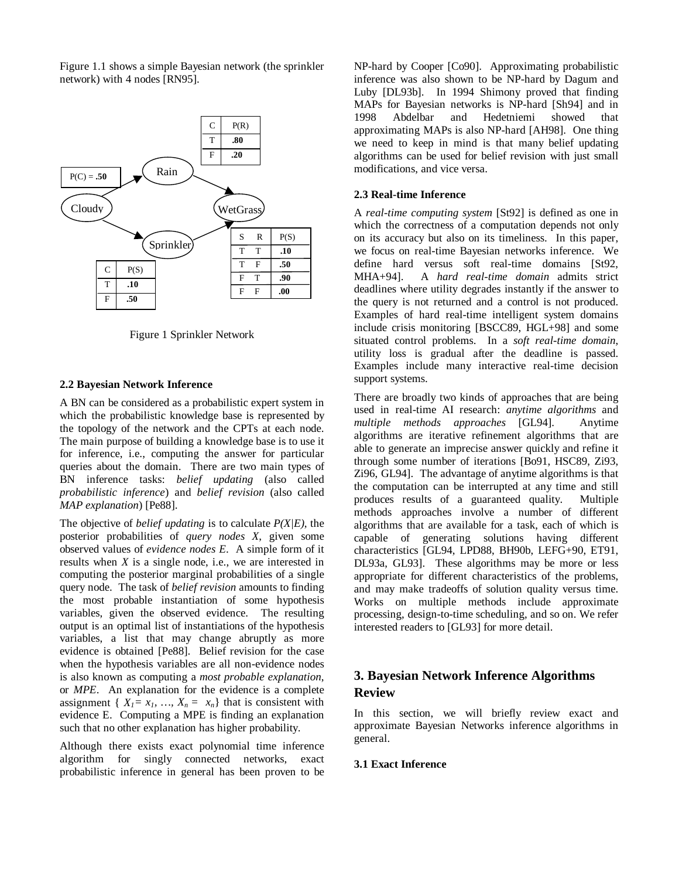Figure 1.1 shows a simple Bayesian network (the sprinkler network) with 4 nodes [RN95].

P(C) = **.50**

| C | P(R) |
|---|---|
| T | **.80** |
| F | **.20** |

| C | P(S) |
|---|---|
| T | **.10** |
| F | **.50** |

| S | R | P(S) |
|---|---|---|
| T | T | **.10** |
| T | F | **.50** |
| F | T | **.90** |
| F | F | **.00** |

Figure 1 Sprinkler Network

**2.2 Bayesian Network Inference**

A BN can be considered as a probabilistic expert system in which the probabilistic knowledge base is represented by the topology of the network and the CPTs at each node. The main purpose of building a knowledge base is to use it for inference, i.e., computing the answer for particular queries about the domain. There are two main types of BN inference tasks: *belief updating* (also called *probabilistic inference*) and *belief revision* (also called *MAP explanation*) [Pe88].

The objective of *belief updating* is to calculate $P(X|E)$, the posterior probabilities of *query nodes X*, given some observed values of *evidence nodes E*. A simple form of it results when $X$ is a single node, i.e., we are interested in computing the posterior marginal probabilities of a single query node. The task of *belief revision* amounts to finding the most probable instantiation of some hypothesis variables, given the observed evidence. The resulting output is an optimal list of instantiations of the hypothesis variables, a list that may change abruptly as more evidence is obtained [Pe88]. Belief revision for the case when the hypothesis variables are all non-evidence nodes is also known as computing a *most probable explanation*, or *MPE*. An explanation for the evidence is a complete assignment $\{ X_1 = x_1, \ldots, X_n = x_n\}$ that is consistent with evidence E. Computing a MPE is finding an explanation such that no other explanation has higher probability.

Although there exists exact polynomial time inference algorithm for singly connected networks, exact probabilistic inference in general has been proven to be NP-hard by Cooper [Co90]. Approximating probabilistic inference was also shown to be NP-hard by Dagum and Luby [DL93b]. In 1994 Shimony proved that finding MAPs for Bayesian networks is NP-hard [Sh94] and in 1998 Abdelbar and Hedetniemi showed that approximating MAPs is also NP-hard [AH98]. One thing we need to keep in mind is that many belief updating algorithms can be used for belief revision with just small modifications, and vice versa.

**2.3 Real-time Inference**

A *real-time computing system* [St92] is defined as one in which the correctness of a computation depends not only on its accuracy but also on its timeliness. In this paper, we focus on real-time Bayesian networks inference. We define hard versus soft real-time domains [St92, MHA+94]. A *hard real-time domain* admits strict deadlines where utility degrades instantly if the answer to the query is not returned and a control is not produced. Examples of hard real-time intelligent system domains include crisis monitoring [BSCC89, HGL+98] and some situated control problems. In a *soft real-time domain*, utility loss is gradual after the deadline is passed. Examples include many interactive real-time decision support systems.

There are broadly two kinds of approaches that are being used in real-time AI research: *anytime algorithms* and *multiple methods approaches* [GL94]. Anytime algorithms are iterative refinement algorithms that are able to generate an imprecise answer quickly and refine it through some number of iterations [Bo91, HSC89, Zi93, Zi96, GL94]. The advantage of anytime algorithms is that the computation can be interrupted at any time and still produces results of a guaranteed quality. Multiple methods approaches involve a number of different algorithms that are available for a task, each of which is capable of generating solutions having different characteristics [GL94, LPD88, BH90b, LEFG+90, ET91, DL93a, GL93]. These algorithms may be more or less appropriate for different characteristics of the problems, and may make tradeoffs of solution quality versus time. Works on multiple methods include approximate processing, design-to-time scheduling, and so on. We refer interested readers to [GL93] for more detail.

## 3. Bayesian Network Inference Algorithms Review

In this section, we will briefly review exact and approximate Bayesian Networks inference algorithms in general.

**3.1 Exact Inference**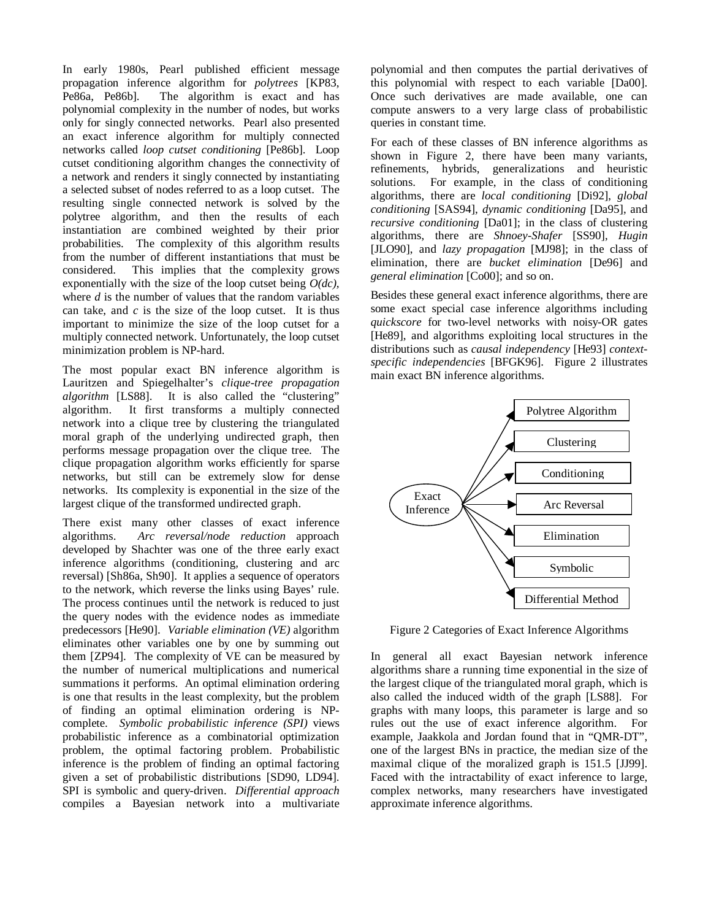In early 1980s, Pearl published efficient message propagation inference algorithm for *polytrees* [KP83, Pe86a, Pe86b]. The algorithm is exact and has polynomial complexity in the number of nodes, but works only for singly connected networks. Pearl also presented an exact inference algorithm for multiply connected networks called *loop cutset conditioning* [Pe86b]. Loop cutset conditioning algorithm changes the connectivity of a network and renders it singly connected by instantiating a selected subset of nodes referred to as a loop cutset. The resulting single connected network is solved by the polytree algorithm, and then the results of each instantiation are combined weighted by their prior probabilities. The complexity of this algorithm results from the number of different instantiations that must be considered. This implies that the complexity grows exponentially with the size of the loop cutset being $O(dc)$, where $d$ is the number of values that the random variables can take, and $c$ is the size of the loop cutset. It is thus important to minimize the size of the loop cutset for a multiply connected network. Unfortunately, the loop cutset minimization problem is NP-hard.

The most popular exact BN inference algorithm is Lauritzen and Spiegelhalter's *clique-tree propagation algorithm* [LS88]. It is also called the "clustering" algorithm. It first transforms a multiply connected network into a clique tree by clustering the triangulated moral graph of the underlying undirected graph, then performs message propagation over the clique tree. The clique propagation algorithm works efficiently for sparse networks, but still can be extremely slow for dense networks. Its complexity is exponential in the size of the largest clique of the transformed undirected graph.

There exist many other classes of exact inference algorithms. *Arc reversal/node reduction* approach developed by Shachter was one of the three early exact inference algorithms (conditioning, clustering and arc reversal) [Sh86a, Sh90]. It applies a sequence of operators to the network, which reverse the links using Bayes' rule. The process continues until the network is reduced to just the query nodes with the evidence nodes as immediate predecessors [He90]. *Variable elimination (VE)* algorithm eliminates other variables one by one by summing out them [ZP94]. The complexity of VE can be measured by the number of numerical multiplications and numerical summations it performs. An optimal elimination ordering is one that results in the least complexity, but the problem of finding an optimal elimination ordering is NP-complete. *Symbolic probabilistic inference (SPI)* views probabilistic inference as a combinatorial optimization problem, the optimal factoring problem. Probabilistic inference is the problem of finding an optimal factoring given a set of probabilistic distributions [SD90, LD94]. SPI is symbolic and query-driven. *Differential approach* compiles a Bayesian network into a multivariate polynomial and then computes the partial derivatives of this polynomial with respect to each variable [Da00]. Once such derivatives are made available, one can compute answers to a very large class of probabilistic queries in constant time.

For each of these classes of BN inference algorithms as shown in Figure 2, there have been many variants, refinements, hybrids, generalizations and heuristic solutions. For example, in the class of conditioning algorithms, there are *local conditioning* [Di92], *global conditioning* [SAS94], *dynamic conditioning* [Da95], and *recursive conditioning* [Da01]; in the class of clustering algorithms, there are *Shnoey-Shafer* [SS90], *Hugin* [JLO90], and *lazy propagation* [MJ98]; in the class of elimination, there are *bucket elimination* [De96] and *general elimination* [Co00]; and so on.

Besides these general exact inference algorithms, there are some exact special case inference algorithms including *quickscore* for two-level networks with noisy-OR gates [He89], and algorithms exploiting local structures in the distributions such as *causal independency* [He93] *context-specific independencies* [BFGK96]. Figure 2 illustrates main exact BN inference algorithms.

Exact Inference → Polytree Algorithm, Clustering, Conditioning, Arc Reversal, Elimination, Symbolic, Differential Method

Figure 2 Categories of Exact Inference Algorithms

In general all exact Bayesian network inference algorithms share a running time exponential in the size of the largest clique of the triangulated moral graph, which is also called the induced width of the graph [LS88]. For graphs with many loops, this parameter is large and so rules out the use of exact inference algorithm. For example, Jaakkola and Jordan found that in "QMR-DT", one of the largest BNs in practice, the median size of the maximal clique of the moralized graph is 151.5 [JJ99]. Faced with the intractability of exact inference to large, complex networks, many researchers have investigated approximate inference algorithms.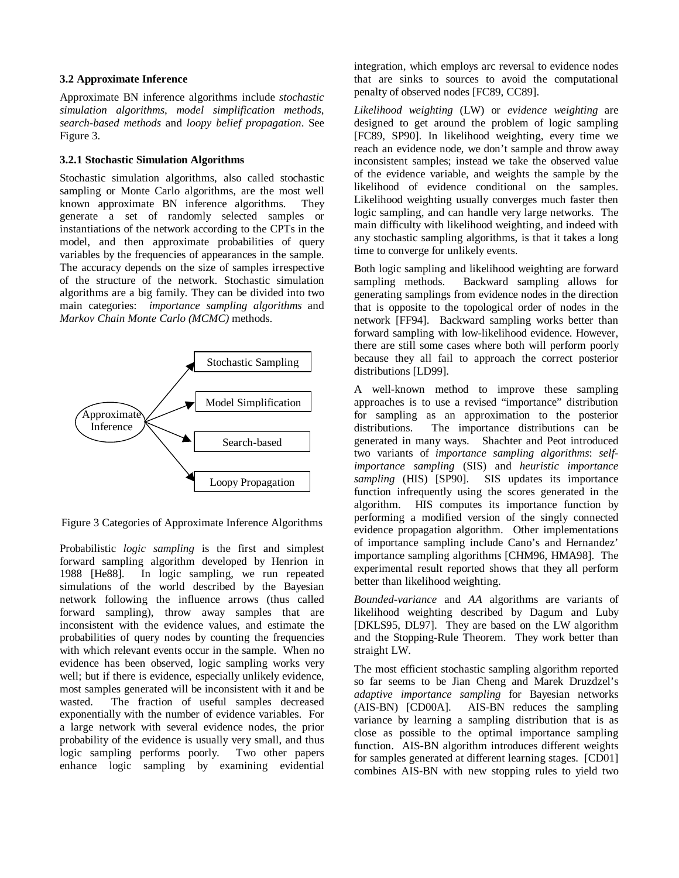### 3.2 Approximate Inference

Approximate BN inference algorithms include *stochastic simulation algorithms*, *model simplification methods*, *search-based methods* and *loopy belief propagation*. See Figure 3.

#### 3.2.1 Stochastic Simulation Algorithms

Stochastic simulation algorithms, also called stochastic sampling or Monte Carlo algorithms, are the most well known approximate BN inference algorithms. They generate a set of randomly selected samples or instantiations of the network according to the CPTs in the model, and then approximate probabilities of query variables by the frequencies of appearances in the sample. The accuracy depends on the size of samples irrespective of the structure of the network. Stochastic simulation algorithms are a big family. They can be divided into two main categories: *importance sampling algorithms* and *Markov Chain Monte Carlo (MCMC)* methods.

Approximate Inference → Stochastic Sampling; Model Simplification; Search-based; Loopy Propagation

Figure 3 Categories of Approximate Inference Algorithms

Probabilistic *logic sampling* is the first and simplest forward sampling algorithm developed by Henrion in 1988 [He88]. In logic sampling, we run repeated simulations of the world described by the Bayesian network following the influence arrows (thus called forward sampling), throw away samples that are inconsistent with the evidence values, and estimate the probabilities of query nodes by counting the frequencies with which relevant events occur in the sample. When no evidence has been observed, logic sampling works very well; but if there is evidence, especially unlikely evidence, most samples generated will be inconsistent with it and be wasted. The fraction of useful samples decreased exponentially with the number of evidence variables. For a large network with several evidence nodes, the prior probability of the evidence is usually very small, and thus logic sampling performs poorly. Two other papers enhance logic sampling by examining evidential integration, which employs arc reversal to evidence nodes that are sinks to sources to avoid the computational penalty of observed nodes [FC89, CC89].

*Likelihood weighting* (LW) or *evidence weighting* are designed to get around the problem of logic sampling [FC89, SP90]. In likelihood weighting, every time we reach an evidence node, we don't sample and throw away inconsistent samples; instead we take the observed value of the evidence variable, and weights the sample by the likelihood of evidence conditional on the samples. Likelihood weighting usually converges much faster then logic sampling, and can handle very large networks. The main difficulty with likelihood weighting, and indeed with any stochastic sampling algorithms, is that it takes a long time to converge for unlikely events.

Both logic sampling and likelihood weighting are forward sampling methods. Backward sampling allows for generating samplings from evidence nodes in the direction that is opposite to the topological order of nodes in the network [FF94]. Backward sampling works better than forward sampling with low-likelihood evidence. However, there are still some cases where both will perform poorly because they all fail to approach the correct posterior distributions [LD99].

A well-known method to improve these sampling approaches is to use a revised "importance" distribution for sampling as an approximation to the posterior distributions. The importance distributions can be generated in many ways. Shachter and Peot introduced two variants of *importance sampling algorithms*: *self-importance sampling* (SIS) and *heuristic importance sampling* (HIS) [SP90]. SIS updates its importance function infrequently using the scores generated in the algorithm. HIS computes its importance function by performing a modified version of the singly connected evidence propagation algorithm. Other implementations of importance sampling include Cano's and Hernandez' importance sampling algorithms [CHM96, HMA98]. The experimental result reported shows that they all perform better than likelihood weighting.

*Bounded-variance* and *AA* algorithms are variants of likelihood weighting described by Dagum and Luby [DKLS95, DL97]. They are based on the LW algorithm and the Stopping-Rule Theorem. They work better than straight LW.

The most efficient stochastic sampling algorithm reported so far seems to be Jian Cheng and Marek Druzdzel's *adaptive importance sampling* for Bayesian networks (AIS-BN) [CD00A]. AIS-BN reduces the sampling variance by learning a sampling distribution that is as close as possible to the optimal importance sampling function. AIS-BN algorithm introduces different weights for samples generated at different learning stages. [CD01] combines AIS-BN with new stopping rules to yield two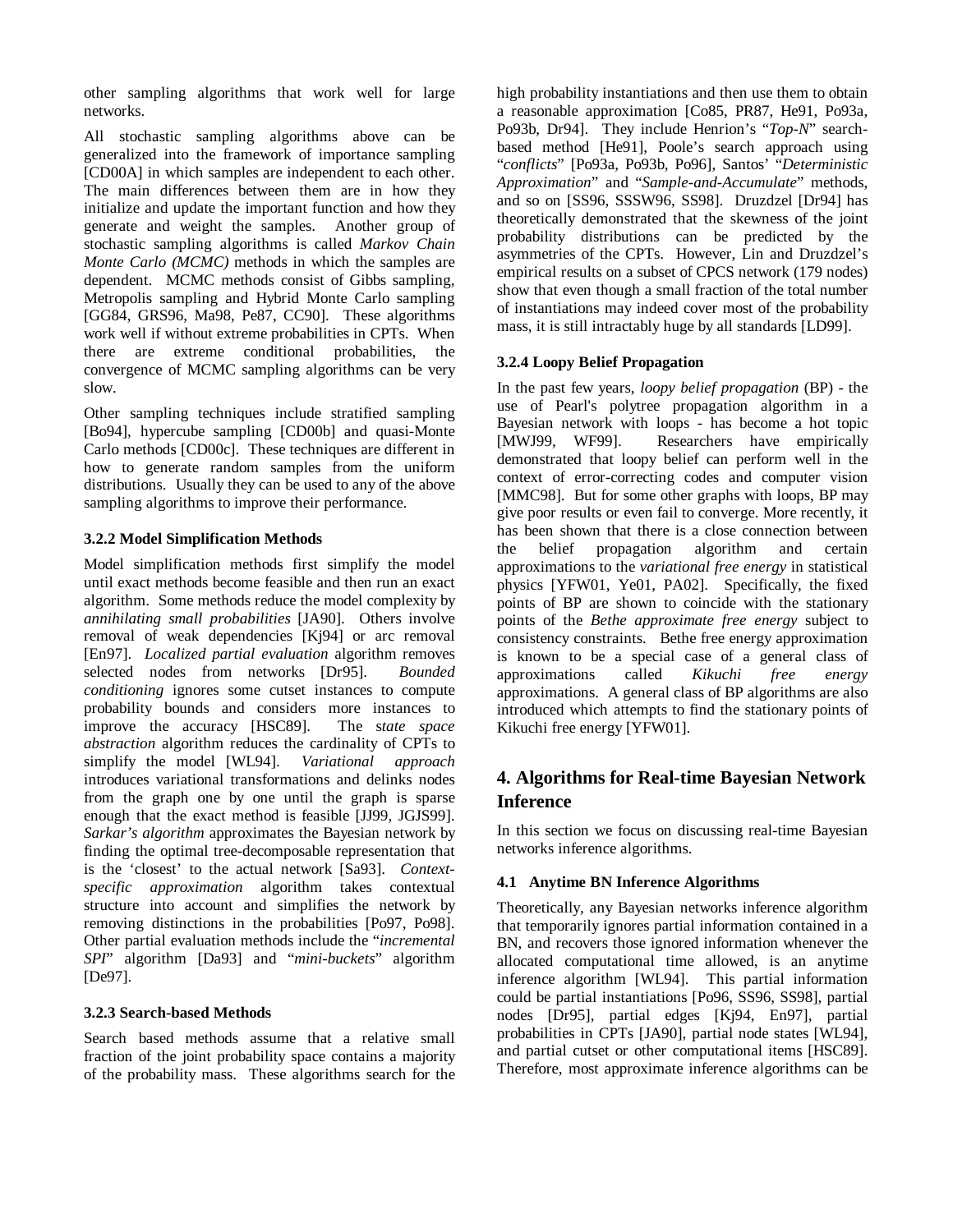other sampling algorithms that work well for large networks.

All stochastic sampling algorithms above can be generalized into the framework of importance sampling [CD00A] in which samples are independent to each other. The main differences between them are in how they initialize and update the important function and how they generate and weight the samples. Another group of stochastic sampling algorithms is called *Markov Chain Monte Carlo (MCMC)* methods in which the samples are dependent. MCMC methods consist of Gibbs sampling, Metropolis sampling and Hybrid Monte Carlo sampling [GG84, GRS96, Ma98, Pe87, CC90]. These algorithms work well if without extreme probabilities in CPTs. When there are extreme conditional probabilities, the convergence of MCMC sampling algorithms can be very slow.

Other sampling techniques include stratified sampling [Bo94], hypercube sampling [CD00b] and quasi-Monte Carlo methods [CD00c]. These techniques are different in how to generate random samples from the uniform distributions. Usually they can be used to any of the above sampling algorithms to improve their performance.

### 3.2.2 Model Simplification Methods

Model simplification methods first simplify the model until exact methods become feasible and then run an exact algorithm. Some methods reduce the model complexity by *annihilating small probabilities* [JA90]. Others involve removal of weak dependencies [Kj94] or arc removal [En97]. *Localized partial evaluation* algorithm removes selected nodes from networks [Dr95]. *Bounded conditioning* ignores some cutset instances to compute probability bounds and considers more instances to improve the accuracy [HSC89]. The s*tate space abstraction* algorithm reduces the cardinality of CPTs to simplify the model [WL94]. *Variational approach* introduces variational transformations and delinks nodes from the graph one by one until the graph is sparse enough that the exact method is feasible [JJ99, JGJS99]. *Sarkar's algorithm* approximates the Bayesian network by finding the optimal tree-decomposable representation that is the 'closest' to the actual network [Sa93]. *Context-specific approximation* algorithm takes contextual structure into account and simplifies the network by removing distinctions in the probabilities [Po97, Po98]. Other partial evaluation methods include the "*incremental SPI*" algorithm [Da93] and "*mini-buckets*" algorithm [De97].

### 3.2.3 Search-based Methods

Search based methods assume that a relative small fraction of the joint probability space contains a majority of the probability mass. These algorithms search for the high probability instantiations and then use them to obtain a reasonable approximation [Co85, PR87, He91, Po93a, Po93b, Dr94]. They include Henrion's "*Top-N*" search-based method [He91], Poole's search approach using "*conflicts*" [Po93a, Po93b, Po96], Santos' "*Deterministic Approximation*" and "*Sample-and-Accumulate*" methods, and so on [SS96, SSSW96, SS98]. Druzdzel [Dr94] has theoretically demonstrated that the skewness of the joint probability distributions can be predicted by the asymmetries of the CPTs. However, Lin and Druzdzel's empirical results on a subset of CPCS network (179 nodes) show that even though a small fraction of the total number of instantiations may indeed cover most of the probability mass, it is still intractably huge by all standards [LD99].

### 3.2.4 Loopy Belief Propagation

In the past few years, *loopy belief propagation* (BP) - the use of Pearl's polytree propagation algorithm in a Bayesian network with loops - has become a hot topic [MWJ99, WF99]. Researchers have empirically demonstrated that loopy belief can perform well in the context of error-correcting codes and computer vision [MMC98]. But for some other graphs with loops, BP may give poor results or even fail to converge. More recently, it has been shown that there is a close connection between the belief propagation algorithm and certain approximations to the *variational free energy* in statistical physics [YFW01, Ye01, PA02]. Specifically, the fixed points of BP are shown to coincide with the stationary points of the *Bethe approximate free energy* subject to consistency constraints. Bethe free energy approximation is known to be a special case of a general class of approximations called *Kikuchi free energy* approximations. A general class of BP algorithms are also introduced which attempts to find the stationary points of Kikuchi free energy [YFW01].

## 4. Algorithms for Real-time Bayesian Network Inference

In this section we focus on discussing real-time Bayesian networks inference algorithms.

### 4.1 Anytime BN Inference Algorithms

Theoretically, any Bayesian networks inference algorithm that temporarily ignores partial information contained in a BN, and recovers those ignored information whenever the allocated computational time allowed, is an anytime inference algorithm [WL94]. This partial information could be partial instantiations [Po96, SS96, SS98], partial nodes [Dr95], partial edges [Kj94, En97], partial probabilities in CPTs [JA90], partial node states [WL94], and partial cutset or other computational items [HSC89]. Therefore, most approximate inference algorithms can be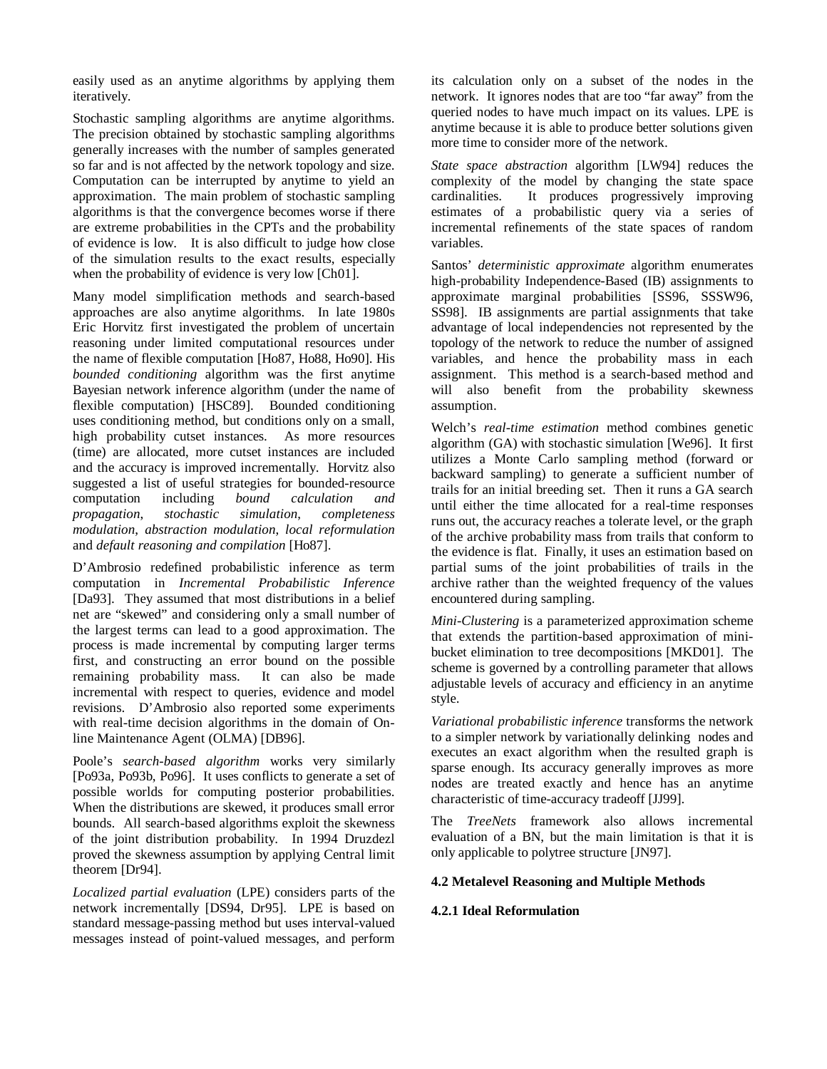easily used as an anytime algorithms by applying them iteratively.

Stochastic sampling algorithms are anytime algorithms. The precision obtained by stochastic sampling algorithms generally increases with the number of samples generated so far and is not affected by the network topology and size. Computation can be interrupted by anytime to yield an approximation. The main problem of stochastic sampling algorithms is that the convergence becomes worse if there are extreme probabilities in the CPTs and the probability of evidence is low. It is also difficult to judge how close of the simulation results to the exact results, especially when the probability of evidence is very low [Ch01].

Many model simplification methods and search-based approaches are also anytime algorithms. In late 1980s Eric Horvitz first investigated the problem of uncertain reasoning under limited computational resources under the name of flexible computation [Ho87, Ho88, Ho90]. His *bounded conditioning* algorithm was the first anytime Bayesian network inference algorithm (under the name of flexible computation) [HSC89]. Bounded conditioning uses conditioning method, but conditions only on a small, high probability cutset instances. As more resources (time) are allocated, more cutset instances are included and the accuracy is improved incrementally. Horvitz also suggested a list of useful strategies for bounded-resource computation including *bound calculation and propagation*, *stochastic simulation*, *completeness modulation*, *abstraction modulation*, *local reformulation* and *default reasoning and compilation* [Ho87].

D'Ambrosio redefined probabilistic inference as term computation in *Incremental Probabilistic Inference* [Da93]. They assumed that most distributions in a belief net are "skewed" and considering only a small number of the largest terms can lead to a good approximation. The process is made incremental by computing larger terms first, and constructing an error bound on the possible remaining probability mass. It can also be made incremental with respect to queries, evidence and model revisions. D'Ambrosio also reported some experiments with real-time decision algorithms in the domain of On-line Maintenance Agent (OLMA) [DB96].

Poole's *search-based algorithm* works very similarly [Po93a, Po93b, Po96]. It uses conflicts to generate a set of possible worlds for computing posterior probabilities. When the distributions are skewed, it produces small error bounds. All search-based algorithms exploit the skewness of the joint distribution probability. In 1994 Druzdezl proved the skewness assumption by applying Central limit theorem [Dr94].

*Localized partial evaluation* (LPE) considers parts of the network incrementally [DS94, Dr95]. LPE is based on standard message-passing method but uses interval-valued messages instead of point-valued messages, and perform its calculation only on a subset of the nodes in the network. It ignores nodes that are too "far away" from the queried nodes to have much impact on its values. LPE is anytime because it is able to produce better solutions given more time to consider more of the network.

*State space abstraction* algorithm [LW94] reduces the complexity of the model by changing the state space cardinalities. It produces progressively improving estimates of a probabilistic query via a series of incremental refinements of the state spaces of random variables.

Santos' *deterministic approximate* algorithm enumerates high-probability Independence-Based (IB) assignments to approximate marginal probabilities [SS96, SSSW96, SS98]. IB assignments are partial assignments that take advantage of local independencies not represented by the topology of the network to reduce the number of assigned variables, and hence the probability mass in each assignment. This method is a search-based method and will also benefit from the probability skewness assumption.

Welch's *real-time estimation* method combines genetic algorithm (GA) with stochastic simulation [We96]. It first utilizes a Monte Carlo sampling method (forward or backward sampling) to generate a sufficient number of trails for an initial breeding set. Then it runs a GA search until either the time allocated for a real-time responses runs out, the accuracy reaches a tolerate level, or the graph of the archive probability mass from trails that conform to the evidence is flat. Finally, it uses an estimation based on partial sums of the joint probabilities of trails in the archive rather than the weighted frequency of the values encountered during sampling.

*Mini-Clustering* is a parameterized approximation scheme that extends the partition-based approximation of mini-bucket elimination to tree decompositions [MKD01]. The scheme is governed by a controlling parameter that allows adjustable levels of accuracy and efficiency in an anytime style.

*Variational probabilistic inference* transforms the network to a simpler network by variationally delinking nodes and executes an exact algorithm when the resulted graph is sparse enough. Its accuracy generally improves as more nodes are treated exactly and hence has an anytime characteristic of time-accuracy tradeoff [JJ99].

The *TreeNets* framework also allows incremental evaluation of a BN, but the main limitation is that it is only applicable to polytree structure [JN97].

### 4.2 Metalevel Reasoning and Multiple Methods

#### 4.2.1 Ideal Reformulation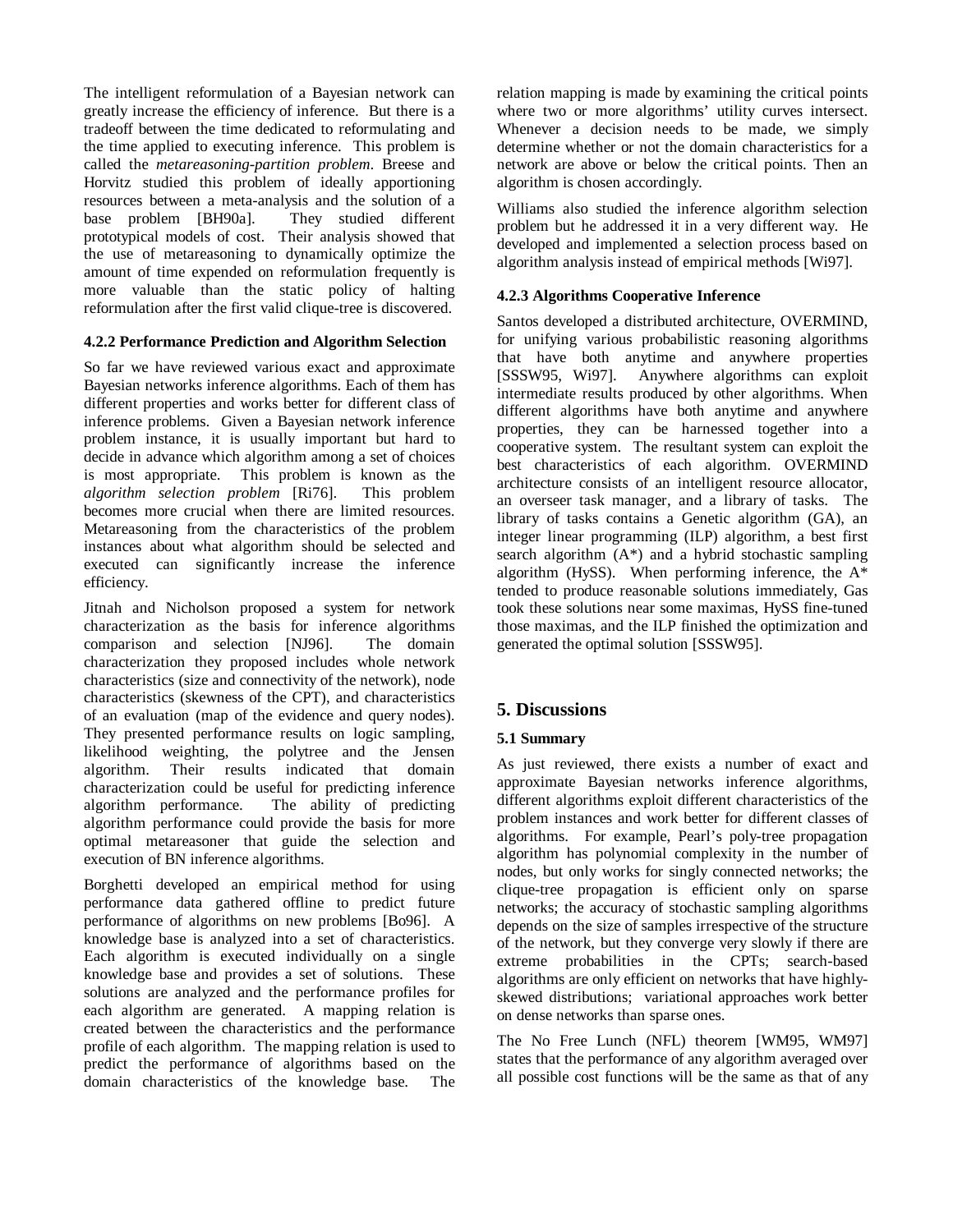The intelligent reformulation of a Bayesian network can greatly increase the efficiency of inference. But there is a tradeoff between the time dedicated to reformulating and the time applied to executing inference. This problem is called the *metareasoning-partition problem*. Breese and Horvitz studied this problem of ideally apportioning resources between a meta-analysis and the solution of a base problem [BH90a]. They studied different prototypical models of cost. Their analysis showed that the use of metareasoning to dynamically optimize the amount of time expended on reformulation frequently is more valuable than the static policy of halting reformulation after the first valid clique-tree is discovered.

#### 4.2.2 Performance Prediction and Algorithm Selection

So far we have reviewed various exact and approximate Bayesian networks inference algorithms. Each of them has different properties and works better for different class of inference problems. Given a Bayesian network inference problem instance, it is usually important but hard to decide in advance which algorithm among a set of choices is most appropriate. This problem is known as the *algorithm selection problem* [Ri76]. This problem becomes more crucial when there are limited resources. Metareasoning from the characteristics of the problem instances about what algorithm should be selected and executed can significantly increase the inference efficiency.

Jitnah and Nicholson proposed a system for network characterization as the basis for inference algorithms comparison and selection [NJ96]. The domain characterization they proposed includes whole network characteristics (size and connectivity of the network), node characteristics (skewness of the CPT), and characteristics of an evaluation (map of the evidence and query nodes). They presented performance results on logic sampling, likelihood weighting, the polytree and the Jensen algorithm. Their results indicated that domain characterization could be useful for predicting inference algorithm performance. The ability of predicting algorithm performance could provide the basis for more optimal metareasoner that guide the selection and execution of BN inference algorithms.

Borghetti developed an empirical method for using performance data gathered offline to predict future performance of algorithms on new problems [Bo96]. A knowledge base is analyzed into a set of characteristics. Each algorithm is executed individually on a single knowledge base and provides a set of solutions. These solutions are analyzed and the performance profiles for each algorithm are generated. A mapping relation is created between the characteristics and the performance profile of each algorithm. The mapping relation is used to predict the performance of algorithms based on the domain characteristics of the knowledge base. The relation mapping is made by examining the critical points where two or more algorithms' utility curves intersect. Whenever a decision needs to be made, we simply determine whether or not the domain characteristics for a network are above or below the critical points. Then an algorithm is chosen accordingly.

Williams also studied the inference algorithm selection problem but he addressed it in a very different way. He developed and implemented a selection process based on algorithm analysis instead of empirical methods [Wi97].

#### 4.2.3 Algorithms Cooperative Inference

Santos developed a distributed architecture, OVERMIND, for unifying various probabilistic reasoning algorithms that have both anytime and anywhere properties [SSSW95, Wi97]. Anywhere algorithms can exploit intermediate results produced by other algorithms. When different algorithms have both anytime and anywhere properties, they can be harnessed together into a cooperative system. The resultant system can exploit the best characteristics of each algorithm. OVERMIND architecture consists of an intelligent resource allocator, an overseer task manager, and a library of tasks. The library of tasks contains a Genetic algorithm (GA), an integer linear programming (ILP) algorithm, a best first search algorithm (A*) and a hybrid stochastic sampling algorithm (HySS). When performing inference, the A* tended to produce reasonable solutions immediately, Gas took these solutions near some maximas, HySS fine-tuned those maximas, and the ILP finished the optimization and generated the optimal solution [SSSW95].

## 5. Discussions

#### 5.1 Summary

As just reviewed, there exists a number of exact and approximate Bayesian networks inference algorithms, different algorithms exploit different characteristics of the problem instances and work better for different classes of algorithms. For example, Pearl's poly-tree propagation algorithm has polynomial complexity in the number of nodes, but only works for singly connected networks; the clique-tree propagation is efficient only on sparse networks; the accuracy of stochastic sampling algorithms depends on the size of samples irrespective of the structure of the network, but they converge very slowly if there are extreme probabilities in the CPTs; search-based algorithms are only efficient on networks that have highly-skewed distributions; variational approaches work better on dense networks than sparse ones.

The No Free Lunch (NFL) theorem [WM95, WM97] states that the performance of any algorithm averaged over all possible cost functions will be the same as that of any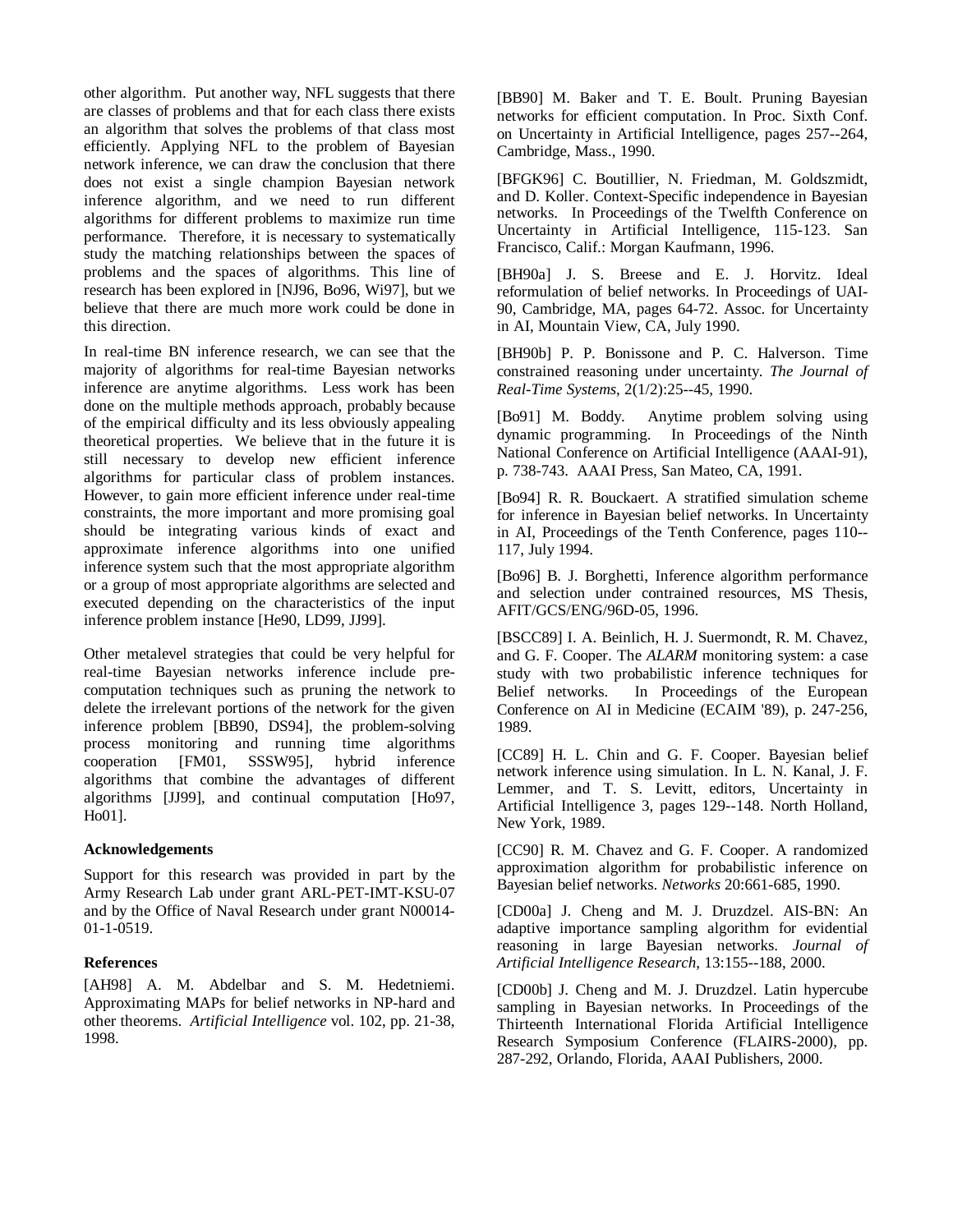other algorithm. Put another way, NFL suggests that there are classes of problems and that for each class there exists an algorithm that solves the problems of that class most efficiently. Applying NFL to the problem of Bayesian network inference, we can draw the conclusion that there does not exist a single champion Bayesian network inference algorithm, and we need to run different algorithms for different problems to maximize run time performance. Therefore, it is necessary to systematically study the matching relationships between the spaces of problems and the spaces of algorithms. This line of research has been explored in [NJ96, Bo96, Wi97], but we believe that there are much more work could be done in this direction.

In real-time BN inference research, we can see that the majority of algorithms for real-time Bayesian networks inference are anytime algorithms. Less work has been done on the multiple methods approach, probably because of the empirical difficulty and its less obviously appealing theoretical properties. We believe that in the future it is still necessary to develop new efficient inference algorithms for particular class of problem instances. However, to gain more efficient inference under real-time constraints, the more important and more promising goal should be integrating various kinds of exact and approximate inference algorithms into one unified inference system such that the most appropriate algorithm or a group of most appropriate algorithms are selected and executed depending on the characteristics of the input inference problem instance [He90, LD99, JJ99].

Other metalevel strategies that could be very helpful for real-time Bayesian networks inference include pre-computation techniques such as pruning the network to delete the irrelevant portions of the network for the given inference problem [BB90, DS94], the problem-solving process monitoring and running time algorithms cooperation [FM01, SSSW95], hybrid inference algorithms that combine the advantages of different algorithms [JJ99], and continual computation [Ho97, Ho01].

**Acknowledgements**

Support for this research was provided in part by the Army Research Lab under grant ARL-PET-IMT-KSU-07 and by the Office of Naval Research under grant N00014-01-1-0519.

**References**

[AH98] A. M. Abdelbar and S. M. Hedetniemi. Approximating MAPs for belief networks in NP-hard and other theorems. *Artificial Intelligence* vol. 102, pp. 21-38, 1998.

[BB90] M. Baker and T. E. Boult. Pruning Bayesian networks for efficient computation. In Proc. Sixth Conf. on Uncertainty in Artificial Intelligence, pages 257--264, Cambridge, Mass., 1990.

[BFGK96] C. Boutillier, N. Friedman, M. Goldszmidt, and D. Koller. Context-Specific independence in Bayesian networks. In Proceedings of the Twelfth Conference on Uncertainty in Artificial Intelligence, 115-123. San Francisco, Calif.: Morgan Kaufmann, 1996.

[BH90a] J. S. Breese and E. J. Horvitz. Ideal reformulation of belief networks. In Proceedings of UAI-90, Cambridge, MA, pages 64-72. Assoc. for Uncertainty in AI, Mountain View, CA, July 1990.

[BH90b] P. P. Bonissone and P. C. Halverson. Time constrained reasoning under uncertainty. *The Journal of Real-Time Systems*, 2(1/2):25--45, 1990.

[Bo91] M. Boddy. Anytime problem solving using dynamic programming. In Proceedings of the Ninth National Conference on Artificial Intelligence (AAAI-91), p. 738-743. AAAI Press, San Mateo, CA, 1991.

[Bo94] R. R. Bouckaert. A stratified simulation scheme for inference in Bayesian belief networks. In Uncertainty in AI, Proceedings of the Tenth Conference, pages 110--117, July 1994.

[Bo96] B. J. Borghetti, Inference algorithm performance and selection under contrained resources, MS Thesis, AFIT/GCS/ENG/96D-05, 1996.

[BSCC89] I. A. Beinlich, H. J. Suermondt, R. M. Chavez, and G. F. Cooper. The *ALARM* monitoring system: a case study with two probabilistic inference techniques for Belief networks. In Proceedings of the European Conference on AI in Medicine (ECAIM '89), p. 247-256, 1989.

[CC89] H. L. Chin and G. F. Cooper. Bayesian belief network inference using simulation. In L. N. Kanal, J. F. Lemmer, and T. S. Levitt, editors, Uncertainty in Artificial Intelligence 3, pages 129--148. North Holland, New York, 1989.

[CC90] R. M. Chavez and G. F. Cooper. A randomized approximation algorithm for probabilistic inference on Bayesian belief networks. *Networks* 20:661-685, 1990.

[CD00a] J. Cheng and M. J. Druzdzel. AIS-BN: An adaptive importance sampling algorithm for evidential reasoning in large Bayesian networks. *Journal of Artificial Intelligence Research*, 13:155--188, 2000.

[CD00b] J. Cheng and M. J. Druzdzel. Latin hypercube sampling in Bayesian networks. In Proceedings of the Thirteenth International Florida Artificial Intelligence Research Symposium Conference (FLAIRS-2000), pp. 287-292, Orlando, Florida, AAAI Publishers, 2000.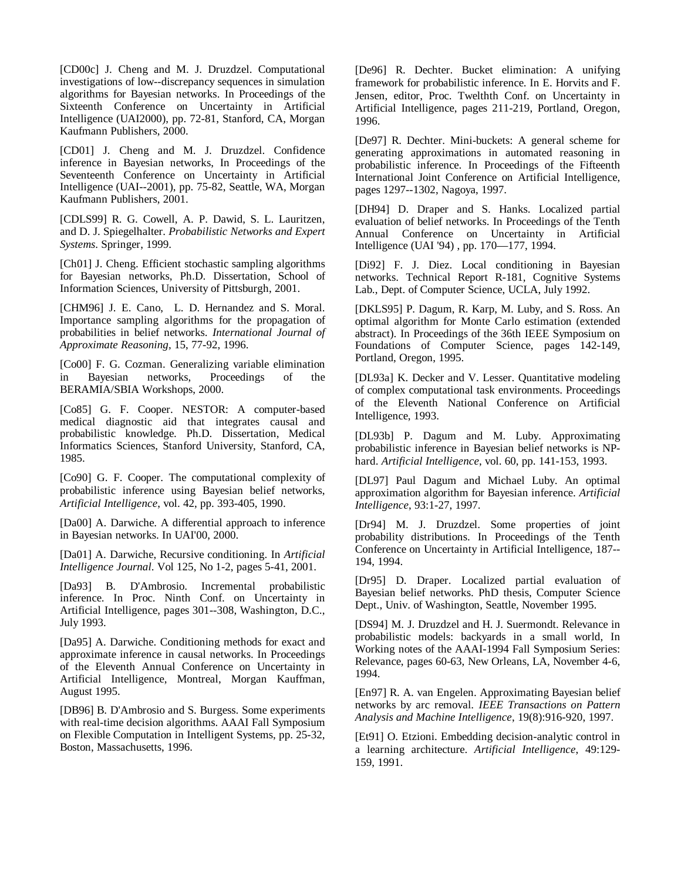[CD00c] J. Cheng and M. J. Druzdzel. Computational investigations of low--discrepancy sequences in simulation algorithms for Bayesian networks. In Proceedings of the Sixteenth Conference on Uncertainty in Artificial Intelligence (UAI2000), pp. 72-81, Stanford, CA, Morgan Kaufmann Publishers, 2000.

[CD01] J. Cheng and M. J. Druzdzel. Confidence inference in Bayesian networks, In Proceedings of the Seventeenth Conference on Uncertainty in Artificial Intelligence (UAI--2001), pp. 75-82, Seattle, WA, Morgan Kaufmann Publishers, 2001.

[CDLS99] R. G. Cowell, A. P. Dawid, S. L. Lauritzen, and D. J. Spiegelhalter. *Probabilistic Networks and Expert Systems*. Springer, 1999.

[Ch01] J. Cheng. Efficient stochastic sampling algorithms for Bayesian networks, Ph.D. Dissertation, School of Information Sciences, University of Pittsburgh, 2001.

[CHM96] J. E. Cano, L. D. Hernandez and S. Moral. Importance sampling algorithms for the propagation of probabilities in belief networks. *International Journal of Approximate Reasoning*, 15, 77-92, 1996.

[Co00] F. G. Cozman. Generalizing variable elimination in Bayesian networks, Proceedings of the BERAMIA/SBIA Workshops, 2000.

[Co85] G. F. Cooper. NESTOR: A computer-based medical diagnostic aid that integrates causal and probabilistic knowledge. Ph.D. Dissertation, Medical Informatics Sciences, Stanford University, Stanford, CA, 1985.

[Co90] G. F. Cooper. The computational complexity of probabilistic inference using Bayesian belief networks, *Artificial Intelligence*, vol. 42, pp. 393-405, 1990.

[Da00] A. Darwiche. A differential approach to inference in Bayesian networks. In UAI'00, 2000.

[Da01] A. Darwiche, Recursive conditioning. In *Artificial Intelligence Journal*. Vol 125, No 1-2, pages 5-41, 2001.

[Da93] B. D'Ambrosio. Incremental probabilistic inference. In Proc. Ninth Conf. on Uncertainty in Artificial Intelligence, pages 301--308, Washington, D.C., July 1993.

[Da95] A. Darwiche. Conditioning methods for exact and approximate inference in causal networks. In Proceedings of the Eleventh Annual Conference on Uncertainty in Artificial Intelligence, Montreal, Morgan Kauffman, August 1995.

[DB96] B. D'Ambrosio and S. Burgess. Some experiments with real-time decision algorithms. AAAI Fall Symposium on Flexible Computation in Intelligent Systems, pp. 25-32, Boston, Massachusetts, 1996.

[De96] R. Dechter. Bucket elimination: A unifying framework for probabilistic inference. In E. Horvits and F. Jensen, editor, Proc. Twelthth Conf. on Uncertainty in Artificial Intelligence, pages 211-219, Portland, Oregon, 1996.

[De97] R. Dechter. Mini-buckets: A general scheme for generating approximations in automated reasoning in probabilistic inference. In Proceedings of the Fifteenth International Joint Conference on Artificial Intelligence, pages 1297--1302, Nagoya, 1997.

[DH94] D. Draper and S. Hanks. Localized partial evaluation of belief networks. In Proceedings of the Tenth Annual Conference on Uncertainty in Artificial Intelligence (UAI '94) , pp. 170—177, 1994.

[Di92] F. J. Diez. Local conditioning in Bayesian networks. Technical Report R-181, Cognitive Systems Lab., Dept. of Computer Science, UCLA, July 1992.

[DKLS95] P. Dagum, R. Karp, M. Luby, and S. Ross. An optimal algorithm for Monte Carlo estimation (extended abstract). In Proceedings of the 36th IEEE Symposium on Foundations of Computer Science, pages 142-149, Portland, Oregon, 1995.

[DL93a] K. Decker and V. Lesser. Quantitative modeling of complex computational task environments. Proceedings of the Eleventh National Conference on Artificial Intelligence, 1993.

[DL93b] P. Dagum and M. Luby. Approximating probabilistic inference in Bayesian belief networks is NP-hard. *Artificial Intelligence*, vol. 60, pp. 141-153, 1993.

[DL97] Paul Dagum and Michael Luby. An optimal approximation algorithm for Bayesian inference. *Artificial Intelligence*, 93:1-27, 1997.

[Dr94] M. J. Druzdzel. Some properties of joint probability distributions. In Proceedings of the Tenth Conference on Uncertainty in Artificial Intelligence, 187--194, 1994.

[Dr95] D. Draper. Localized partial evaluation of Bayesian belief networks. PhD thesis, Computer Science Dept., Univ. of Washington, Seattle, November 1995.

[DS94] M. J. Druzdzel and H. J. Suermondt. Relevance in probabilistic models: backyards in a small world, In Working notes of the AAAI-1994 Fall Symposium Series: Relevance, pages 60-63, New Orleans, LA, November 4-6, 1994.

[En97] R. A. van Engelen. Approximating Bayesian belief networks by arc removal. *IEEE Transactions on Pattern Analysis and Machine Intelligence*, 19(8):916-920, 1997.

[Et91] O. Etzioni. Embedding decision-analytic control in a learning architecture. *Artificial Intelligence*, 49:129-159, 1991.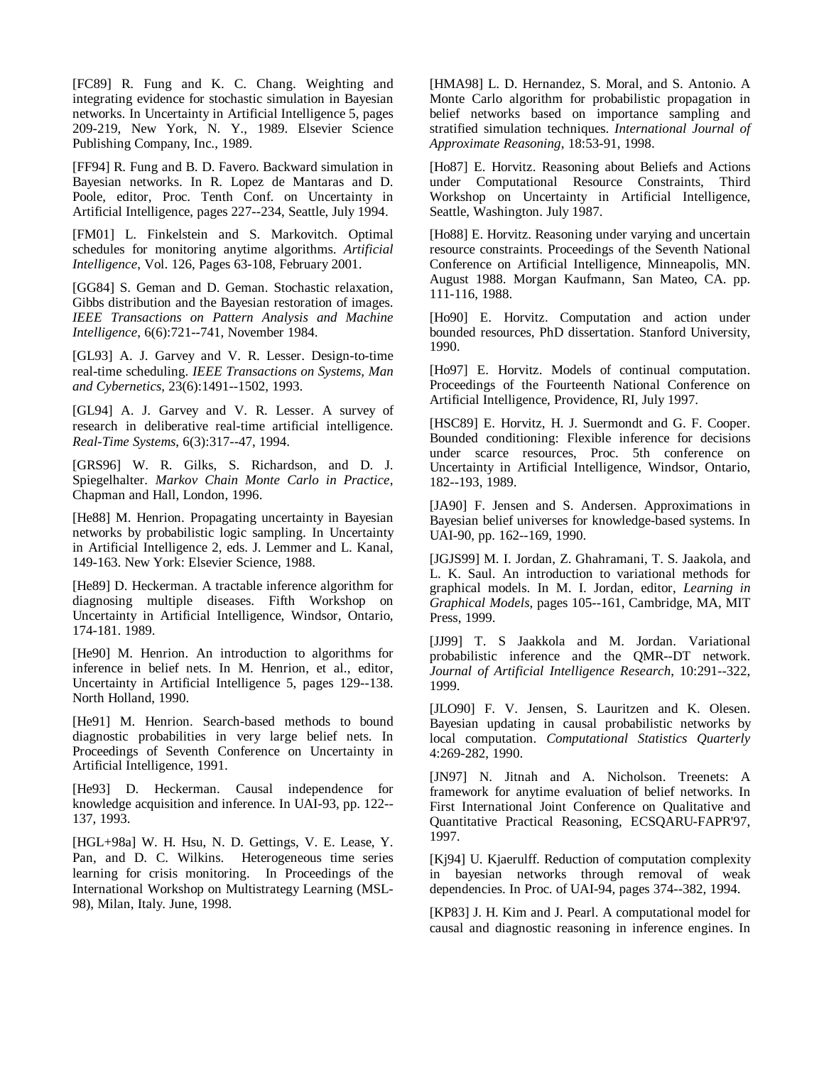[FC89] R. Fung and K. C. Chang. Weighting and integrating evidence for stochastic simulation in Bayesian networks. In Uncertainty in Artificial Intelligence 5, pages 209-219, New York, N. Y., 1989. Elsevier Science Publishing Company, Inc., 1989.

[FF94] R. Fung and B. D. Favero. Backward simulation in Bayesian networks. In R. Lopez de Mantaras and D. Poole, editor, Proc. Tenth Conf. on Uncertainty in Artificial Intelligence, pages 227--234, Seattle, July 1994.

[FM01] L. Finkelstein and S. Markovitch. Optimal schedules for monitoring anytime algorithms. *Artificial Intelligence*, Vol. 126, Pages 63-108, February 2001.

[GG84] S. Geman and D. Geman. Stochastic relaxation, Gibbs distribution and the Bayesian restoration of images. *IEEE Transactions on Pattern Analysis and Machine Intelligence*, 6(6):721--741, November 1984.

[GL93] A. J. Garvey and V. R. Lesser. Design-to-time real-time scheduling. *IEEE Transactions on Systems, Man and Cybernetics*, 23(6):1491--1502, 1993.

[GL94] A. J. Garvey and V. R. Lesser. A survey of research in deliberative real-time artificial intelligence. *Real-Time Systems*, 6(3):317--47, 1994.

[GRS96] W. R. Gilks, S. Richardson, and D. J. Spiegelhalter. *Markov Chain Monte Carlo in Practice*, Chapman and Hall, London, 1996.

[He88] M. Henrion. Propagating uncertainty in Bayesian networks by probabilistic logic sampling. In Uncertainty in Artificial Intelligence 2, eds. J. Lemmer and L. Kanal, 149-163. New York: Elsevier Science, 1988.

[He89] D. Heckerman. A tractable inference algorithm for diagnosing multiple diseases. Fifth Workshop on Uncertainty in Artificial Intelligence, Windsor, Ontario, 174-181. 1989.

[He90] M. Henrion. An introduction to algorithms for inference in belief nets. In M. Henrion, et al., editor, Uncertainty in Artificial Intelligence 5, pages 129--138. North Holland, 1990.

[He91] M. Henrion. Search-based methods to bound diagnostic probabilities in very large belief nets. In Proceedings of Seventh Conference on Uncertainty in Artificial Intelligence, 1991.

[He93] D. Heckerman. Causal independence for knowledge acquisition and inference. In UAI-93, pp. 122--137, 1993.

[HGL+98a] W. H. Hsu, N. D. Gettings, V. E. Lease, Y. Pan, and D. C. Wilkins. Heterogeneous time series learning for crisis monitoring. In Proceedings of the International Workshop on Multistrategy Learning (MSL-98), Milan, Italy. June, 1998.

[HMA98] L. D. Hernandez, S. Moral, and S. Antonio. A Monte Carlo algorithm for probabilistic propagation in belief networks based on importance sampling and stratified simulation techniques. *International Journal of Approximate Reasoning*, 18:53-91, 1998.

[Ho87] E. Horvitz. Reasoning about Beliefs and Actions under Computational Resource Constraints, Third Workshop on Uncertainty in Artificial Intelligence, Seattle, Washington. July 1987.

[Ho88] E. Horvitz. Reasoning under varying and uncertain resource constraints. Proceedings of the Seventh National Conference on Artificial Intelligence, Minneapolis, MN. August 1988. Morgan Kaufmann, San Mateo, CA. pp. 111-116, 1988.

[Ho90] E. Horvitz. Computation and action under bounded resources, PhD dissertation. Stanford University, 1990.

[Ho97] E. Horvitz. Models of continual computation. Proceedings of the Fourteenth National Conference on Artificial Intelligence, Providence, RI, July 1997.

[HSC89] E. Horvitz, H. J. Suermondt and G. F. Cooper. Bounded conditioning: Flexible inference for decisions under scarce resources, Proc. 5th conference on Uncertainty in Artificial Intelligence, Windsor, Ontario, 182--193, 1989.

[JA90] F. Jensen and S. Andersen. Approximations in Bayesian belief universes for knowledge-based systems. In UAI-90, pp. 162--169, 1990.

[JGJS99] M. I. Jordan, Z. Ghahramani, T. S. Jaakola, and L. K. Saul. An introduction to variational methods for graphical models. In M. I. Jordan, editor, *Learning in Graphical Models*, pages 105--161, Cambridge, MA, MIT Press, 1999.

[JJ99] T. S Jaakkola and M. Jordan. Variational probabilistic inference and the QMR--DT network. *Journal of Artificial Intelligence Research*, 10:291--322, 1999.

[JLO90] F. V. Jensen, S. Lauritzen and K. Olesen. Bayesian updating in causal probabilistic networks by local computation. *Computational Statistics Quarterly* 4:269-282, 1990.

[JN97] N. Jitnah and A. Nicholson. Treenets: A framework for anytime evaluation of belief networks. In First International Joint Conference on Qualitative and Quantitative Practical Reasoning, ECSQARU-FAPR'97, 1997.

[Kj94] U. Kjaerulff. Reduction of computation complexity in bayesian networks through removal of weak dependencies. In Proc. of UAI-94, pages 374--382, 1994.

[KP83] J. H. Kim and J. Pearl. A computational model for causal and diagnostic reasoning in inference engines. In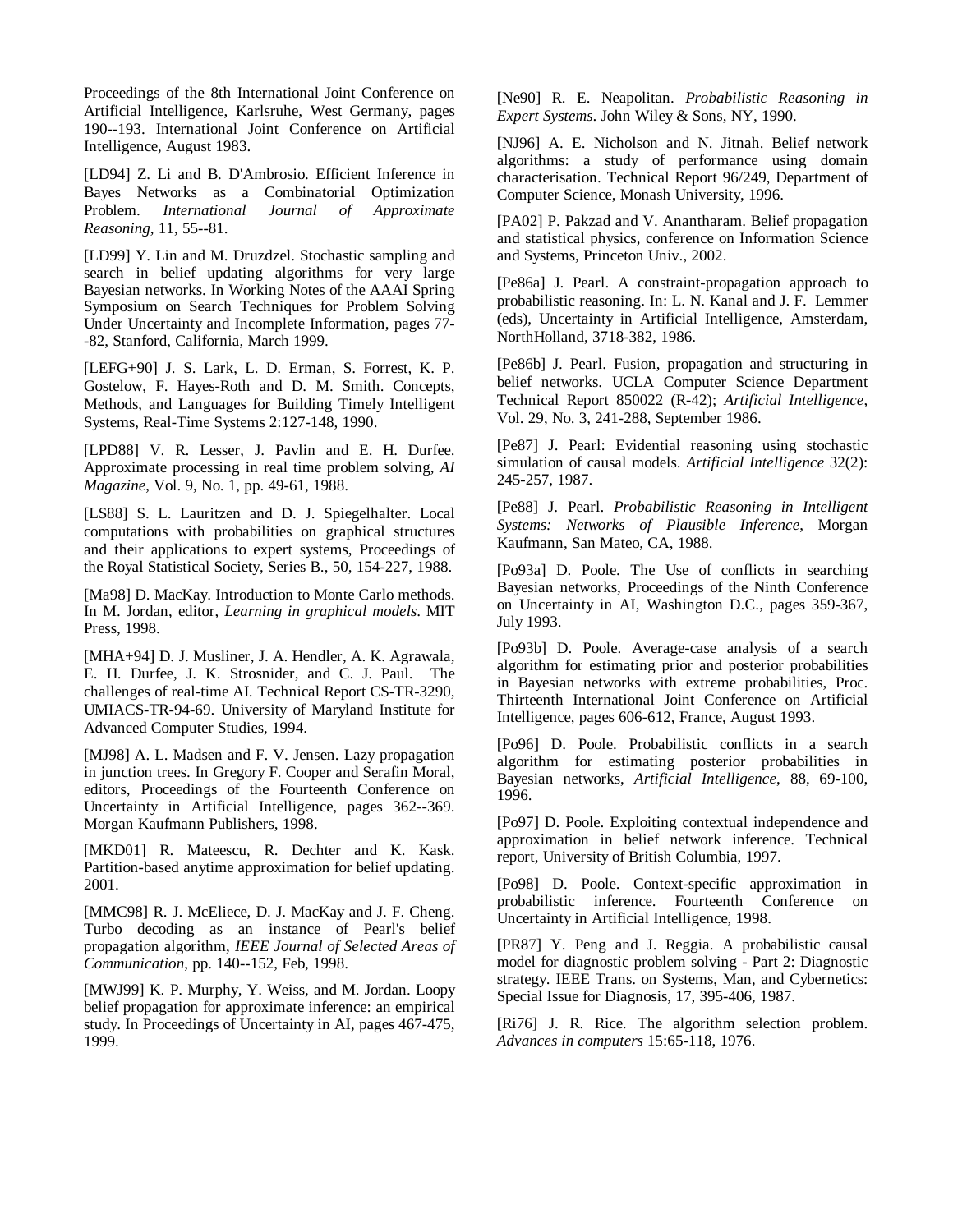Proceedings of the 8th International Joint Conference on Artificial Intelligence, Karlsruhe, West Germany, pages 190--193. International Joint Conference on Artificial Intelligence, August 1983.

[LD94] Z. Li and B. D'Ambrosio. Efficient Inference in Bayes Networks as a Combinatorial Optimization Problem. *International Journal of Approximate Reasoning*, 11, 55--81.

[LD99] Y. Lin and M. Druzdzel. Stochastic sampling and search in belief updating algorithms for very large Bayesian networks. In Working Notes of the AAAI Spring Symposium on Search Techniques for Problem Solving Under Uncertainty and Incomplete Information, pages 77--82, Stanford, California, March 1999.

[LEFG+90] J. S. Lark, L. D. Erman, S. Forrest, K. P. Gostelow, F. Hayes-Roth and D. M. Smith. Concepts, Methods, and Languages for Building Timely Intelligent Systems, Real-Time Systems 2:127-148, 1990.

[LPD88] V. R. Lesser, J. Pavlin and E. H. Durfee. Approximate processing in real time problem solving, *AI Magazine*, Vol. 9, No. 1, pp. 49-61, 1988.

[LS88] S. L. Lauritzen and D. J. Spiegelhalter. Local computations with probabilities on graphical structures and their applications to expert systems, Proceedings of the Royal Statistical Society, Series B., 50, 154-227, 1988.

[Ma98] D. MacKay. Introduction to Monte Carlo methods. In M. Jordan, editor, *Learning in graphical models*. MIT Press, 1998.

[MHA+94] D. J. Musliner, J. A. Hendler, A. K. Agrawala, E. H. Durfee, J. K. Strosnider, and C. J. Paul. The challenges of real-time AI. Technical Report CS-TR-3290, UMIACS-TR-94-69. University of Maryland Institute for Advanced Computer Studies, 1994.

[MJ98] A. L. Madsen and F. V. Jensen. Lazy propagation in junction trees. In Gregory F. Cooper and Serafin Moral, editors, Proceedings of the Fourteenth Conference on Uncertainty in Artificial Intelligence, pages 362--369. Morgan Kaufmann Publishers, 1998.

[MKD01] R. Mateescu, R. Dechter and K. Kask. Partition-based anytime approximation for belief updating. 2001.

[MMC98] R. J. McEliece, D. J. MacKay and J. F. Cheng. Turbo decoding as an instance of Pearl's belief propagation algorithm, *IEEE Journal of Selected Areas of Communication*, pp. 140--152, Feb, 1998.

[MWJ99] K. P. Murphy, Y. Weiss, and M. Jordan. Loopy belief propagation for approximate inference: an empirical study. In Proceedings of Uncertainty in AI, pages 467-475, 1999.

[Ne90] R. E. Neapolitan. *Probabilistic Reasoning in Expert Systems*. John Wiley & Sons, NY, 1990.

[NJ96] A. E. Nicholson and N. Jitnah. Belief network algorithms: a study of performance using domain characterisation. Technical Report 96/249, Department of Computer Science, Monash University, 1996.

[PA02] P. Pakzad and V. Anantharam. Belief propagation and statistical physics, conference on Information Science and Systems, Princeton Univ., 2002.

[Pe86a] J. Pearl. A constraint-propagation approach to probabilistic reasoning. In: L. N. Kanal and J. F. Lemmer (eds), Uncertainty in Artificial Intelligence, Amsterdam, NorthHolland, 3718-382, 1986.

[Pe86b] J. Pearl. Fusion, propagation and structuring in belief networks. UCLA Computer Science Department Technical Report 850022 (R-42); *Artificial Intelligence*, Vol. 29, No. 3, 241-288, September 1986.

[Pe87] J. Pearl: Evidential reasoning using stochastic simulation of causal models. *Artificial Intelligence* 32(2): 245-257, 1987.

[Pe88] J. Pearl. *Probabilistic Reasoning in Intelligent Systems: Networks of Plausible Inference*, Morgan Kaufmann, San Mateo, CA, 1988.

[Po93a] D. Poole. The Use of conflicts in searching Bayesian networks, Proceedings of the Ninth Conference on Uncertainty in AI, Washington D.C., pages 359-367, July 1993.

[Po93b] D. Poole. Average-case analysis of a search algorithm for estimating prior and posterior probabilities in Bayesian networks with extreme probabilities, Proc. Thirteenth International Joint Conference on Artificial Intelligence, pages 606-612, France, August 1993.

[Po96] D. Poole. Probabilistic conflicts in a search algorithm for estimating posterior probabilities in Bayesian networks, *Artificial Intelligence*, 88, 69-100, 1996.

[Po97] D. Poole. Exploiting contextual independence and approximation in belief network inference. Technical report, University of British Columbia, 1997.

[Po98] D. Poole. Context-specific approximation in probabilistic inference. Fourteenth Conference on Uncertainty in Artificial Intelligence, 1998.

[PR87] Y. Peng and J. Reggia. A probabilistic causal model for diagnostic problem solving - Part 2: Diagnostic strategy. IEEE Trans. on Systems, Man, and Cybernetics: Special Issue for Diagnosis, 17, 395-406, 1987.

[Ri76] J. R. Rice. The algorithm selection problem. *Advances in computers* 15:65-118, 1976.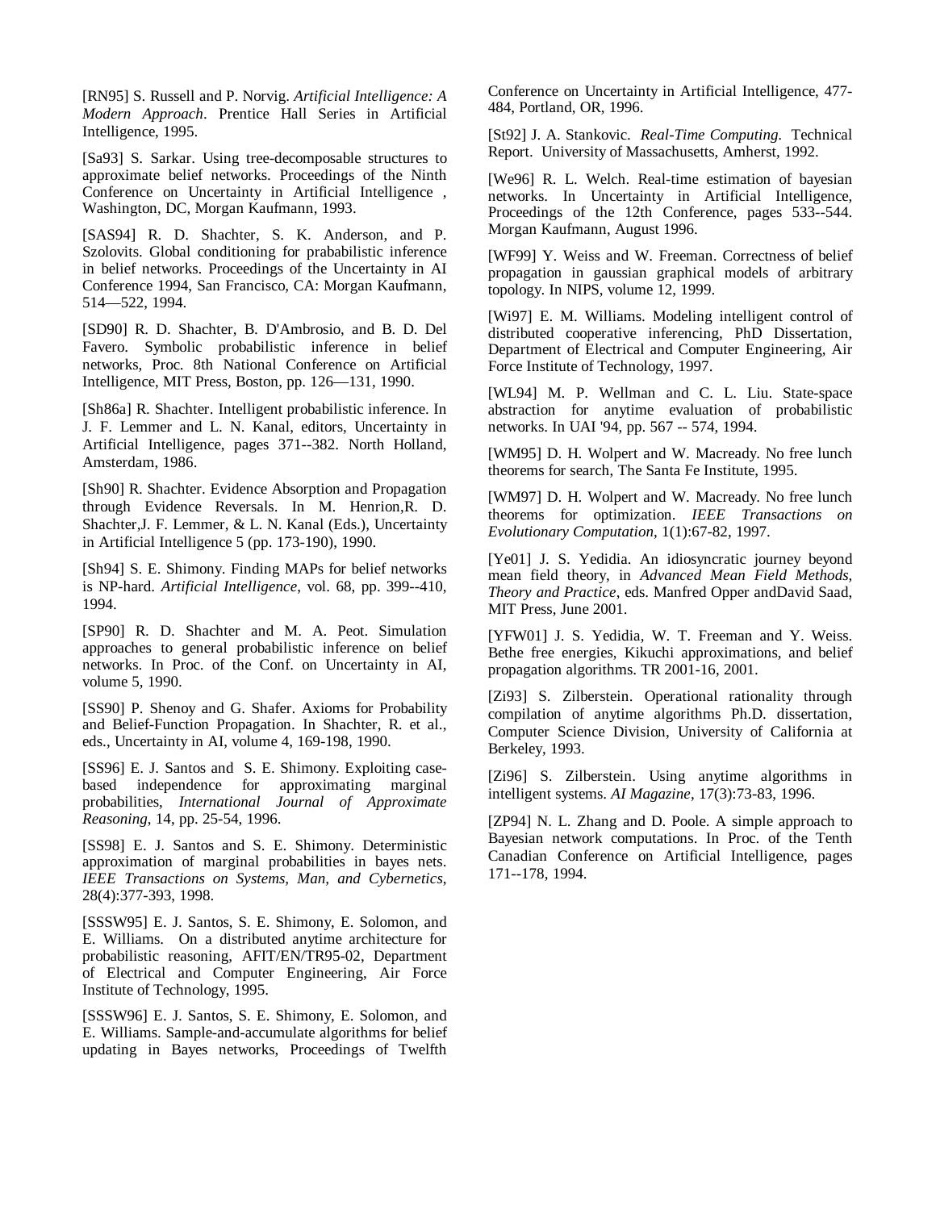[RN95] S. Russell and P. Norvig. *Artificial Intelligence: A Modern Approach*. Prentice Hall Series in Artificial Intelligence, 1995.

[Sa93] S. Sarkar. Using tree-decomposable structures to approximate belief networks. Proceedings of the Ninth Conference on Uncertainty in Artificial Intelligence , Washington, DC, Morgan Kaufmann, 1993.

[SAS94] R. D. Shachter, S. K. Anderson, and P. Szolovits. Global conditioning for prababilistic inference in belief networks. Proceedings of the Uncertainty in AI Conference 1994, San Francisco, CA: Morgan Kaufmann, 514—522, 1994.

[SD90] R. D. Shachter, B. D'Ambrosio, and B. D. Del Favero. Symbolic probabilistic inference in belief networks, Proc. 8th National Conference on Artificial Intelligence, MIT Press, Boston, pp. 126—131, 1990.

[Sh86a] R. Shachter. Intelligent probabilistic inference. In J. F. Lemmer and L. N. Kanal, editors, Uncertainty in Artificial Intelligence, pages 371--382. North Holland, Amsterdam, 1986.

[Sh90] R. Shachter. Evidence Absorption and Propagation through Evidence Reversals. In M. Henrion,R. D. Shachter,J. F. Lemmer, & L. N. Kanal (Eds.), Uncertainty in Artificial Intelligence 5 (pp. 173-190), 1990.

[Sh94] S. E. Shimony. Finding MAPs for belief networks is NP-hard. *Artificial Intelligence*, vol. 68, pp. 399--410, 1994.

[SP90] R. D. Shachter and M. A. Peot. Simulation approaches to general probabilistic inference on belief networks. In Proc. of the Conf. on Uncertainty in AI, volume 5, 1990.

[SS90] P. Shenoy and G. Shafer. Axioms for Probability and Belief-Function Propagation. In Shachter, R. et al., eds., Uncertainty in AI, volume 4, 169-198, 1990.

[SS96] E. J. Santos and S. E. Shimony. Exploiting case-based independence for approximating marginal probabilities, *International Journal of Approximate Reasoning*, 14, pp. 25-54, 1996.

[SS98] E. J. Santos and S. E. Shimony. Deterministic approximation of marginal probabilities in bayes nets. *IEEE Transactions on Systems, Man, and Cybernetics*, 28(4):377-393, 1998.

[SSSW95] E. J. Santos, S. E. Shimony, E. Solomon, and E. Williams. On a distributed anytime architecture for probabilistic reasoning, AFIT/EN/TR95-02, Department of Electrical and Computer Engineering, Air Force Institute of Technology, 1995.

[SSSW96] E. J. Santos, S. E. Shimony, E. Solomon, and E. Williams. Sample-and-accumulate algorithms for belief updating in Bayes networks, Proceedings of Twelfth Conference on Uncertainty in Artificial Intelligence, 477-484, Portland, OR, 1996.

[St92] J. A. Stankovic. *Real-Time Computing.* Technical Report. University of Massachusetts, Amherst, 1992.

[We96] R. L. Welch. Real-time estimation of bayesian networks. In Uncertainty in Artificial Intelligence, Proceedings of the 12th Conference, pages 533--544. Morgan Kaufmann, August 1996.

[WF99] Y. Weiss and W. Freeman. Correctness of belief propagation in gaussian graphical models of arbitrary topology. In NIPS, volume 12, 1999.

[Wi97] E. M. Williams. Modeling intelligent control of distributed cooperative inferencing, PhD Dissertation, Department of Electrical and Computer Engineering, Air Force Institute of Technology, 1997.

[WL94] M. P. Wellman and C. L. Liu. State-space abstraction for anytime evaluation of probabilistic networks. In UAI '94, pp. 567 -- 574, 1994.

[WM95] D. H. Wolpert and W. Macready. No free lunch theorems for search, The Santa Fe Institute, 1995.

[WM97] D. H. Wolpert and W. Macready. No free lunch theorems for optimization. *IEEE Transactions on Evolutionary Computation*, 1(1):67-82, 1997.

[Ye01] J. S. Yedidia. An idiosyncratic journey beyond mean field theory, in *Advanced Mean Field Methods, Theory and Practice*, eds. Manfred Opper andDavid Saad, MIT Press, June 2001.

[YFW01] J. S. Yedidia, W. T. Freeman and Y. Weiss. Bethe free energies, Kikuchi approximations, and belief propagation algorithms. TR 2001-16, 2001.

[Zi93] S. Zilberstein. Operational rationality through compilation of anytime algorithms Ph.D. dissertation, Computer Science Division, University of California at Berkeley, 1993.

[Zi96] S. Zilberstein. Using anytime algorithms in intelligent systems. *AI Magazine*, 17(3):73-83, 1996.

[ZP94] N. L. Zhang and D. Poole. A simple approach to Bayesian network computations. In Proc. of the Tenth Canadian Conference on Artificial Intelligence, pages 171--178, 1994.